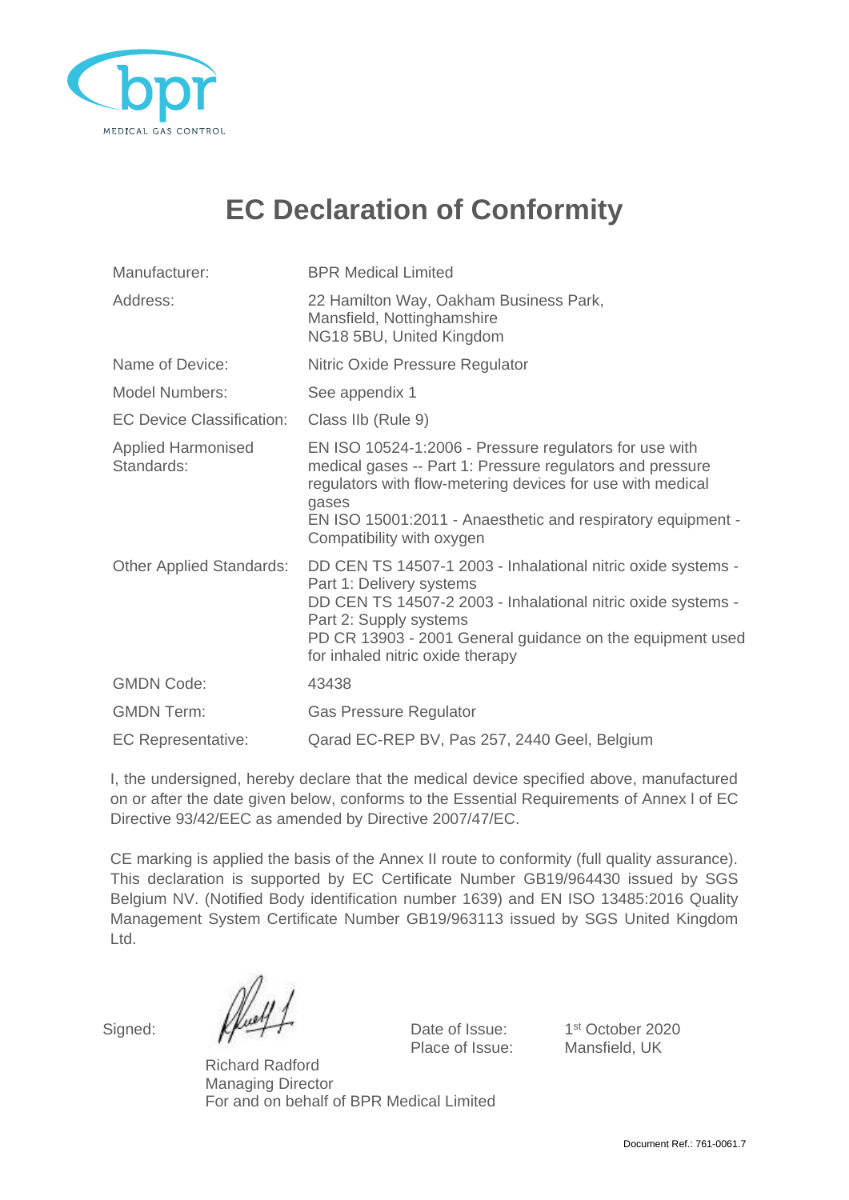bpr
MEDICAL GAS CONTROL

# EC Declaration of Conformity

| | |
|---|---|
| Manufacturer: | BPR Medical Limited |
| Address: | 22 Hamilton Way, Oakham Business Park, Mansfield, Nottinghamshire NG18 5BU, United Kingdom |
| Name of Device: | Nitric Oxide Pressure Regulator |
| Model Numbers: | See appendix 1 |
| EC Device Classification: | Class IIb (Rule 9) |
| Applied Harmonised Standards: | EN ISO 10524-1:2006 - Pressure regulators for use with medical gases -- Part 1: Pressure regulators and pressure regulators with flow-metering devices for use with medical gases<br>EN ISO 15001:2011 - Anaesthetic and respiratory equipment - Compatibility with oxygen |
| Other Applied Standards: | DD CEN TS 14507-1 2003 - Inhalational nitric oxide systems - Part 1: Delivery systems<br>DD CEN TS 14507-2 2003 - Inhalational nitric oxide systems - Part 2: Supply systems<br>PD CR 13903 - 2001 General guidance on the equipment used for inhaled nitric oxide therapy |
| GMDN Code: | 43438 |
| GMDN Term: | Gas Pressure Regulator |
| EC Representative: | Qarad EC-REP BV, Pas 257, 2440 Geel, Belgium |

I, the undersigned, hereby declare that the medical device specified above, manufactured on or after the date given below, conforms to the Essential Requirements of Annex I of EC Directive 93/42/EEC as amended by Directive 2007/47/EC.

CE marking is applied the basis of the Annex II route to conformity (full quality assurance). This declaration is supported by EC Certificate Number GB19/964430 issued by SGS Belgium NV. (Notified Body identification number 1639) and EN ISO 13485:2016 Quality Management System Certificate Number GB19/963113 issued by SGS United Kingdom Ltd.

Signed:

Richard Radford
Managing Director
For and on behalf of BPR Medical Limited

Date of Issue: 1st October 2020
Place of Issue: Mansfield, UK

Document Ref.: 761-0061.7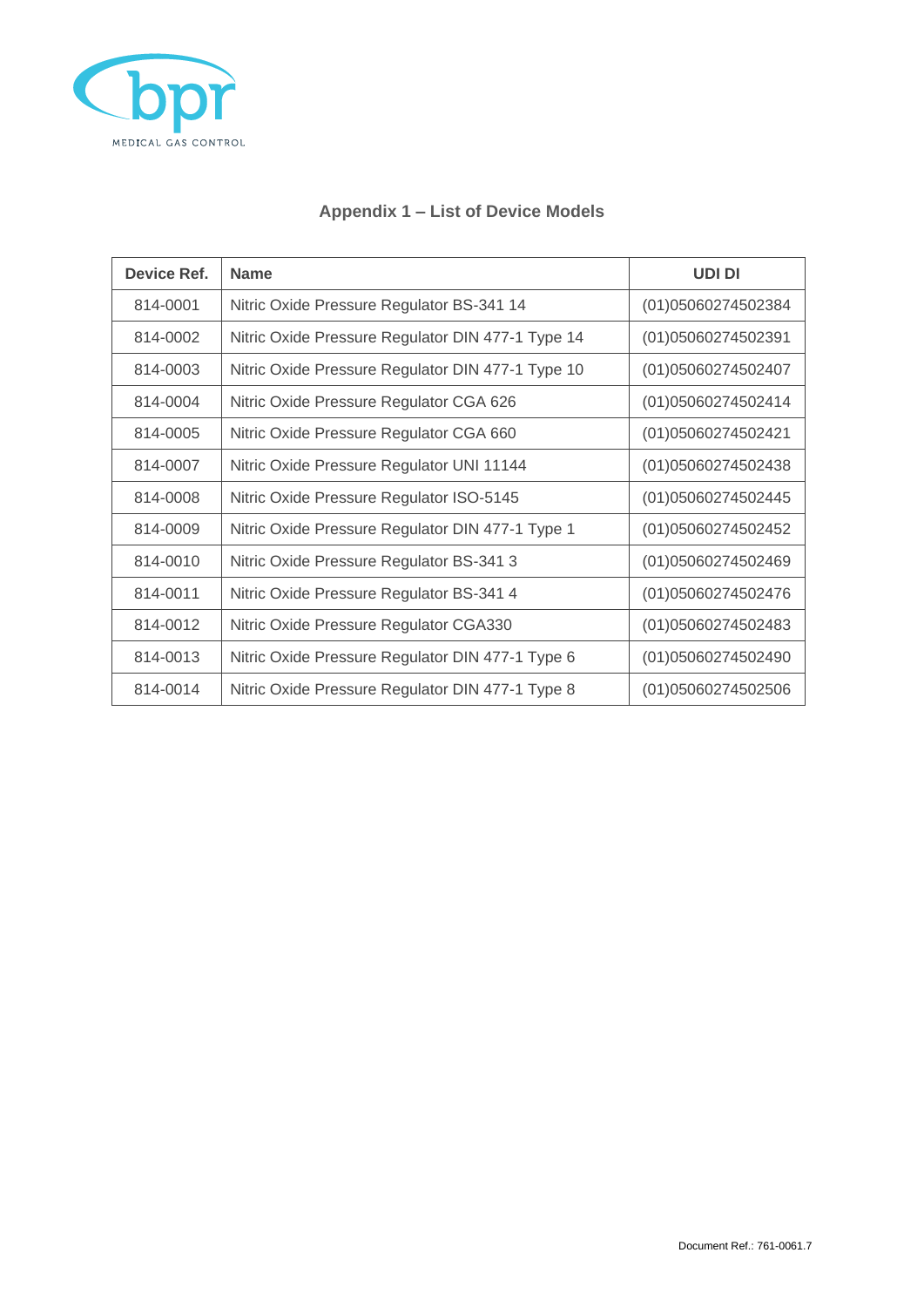bpr

MEDICAL GAS CONTROL

## Appendix 1 – List of Device Models

| Device Ref. | Name | UDI DI |
|---|---|---|
| 814-0001 | Nitric Oxide Pressure Regulator BS-341 14 | (01)05060274502384 |
| 814-0002 | Nitric Oxide Pressure Regulator DIN 477-1 Type 14 | (01)05060274502391 |
| 814-0003 | Nitric Oxide Pressure Regulator DIN 477-1 Type 10 | (01)05060274502407 |
| 814-0004 | Nitric Oxide Pressure Regulator CGA 626 | (01)05060274502414 |
| 814-0005 | Nitric Oxide Pressure Regulator CGA 660 | (01)05060274502421 |
| 814-0007 | Nitric Oxide Pressure Regulator UNI 11144 | (01)05060274502438 |
| 814-0008 | Nitric Oxide Pressure Regulator ISO-5145 | (01)05060274502445 |
| 814-0009 | Nitric Oxide Pressure Regulator DIN 477-1 Type 1 | (01)05060274502452 |
| 814-0010 | Nitric Oxide Pressure Regulator BS-341 3 | (01)05060274502469 |
| 814-0011 | Nitric Oxide Pressure Regulator BS-341 4 | (01)05060274502476 |
| 814-0012 | Nitric Oxide Pressure Regulator CGA330 | (01)05060274502483 |
| 814-0013 | Nitric Oxide Pressure Regulator DIN 477-1 Type 6 | (01)05060274502490 |
| 814-0014 | Nitric Oxide Pressure Regulator DIN 477-1 Type 8 | (01)05060274502506 |

Document Ref.: 761-0061.7